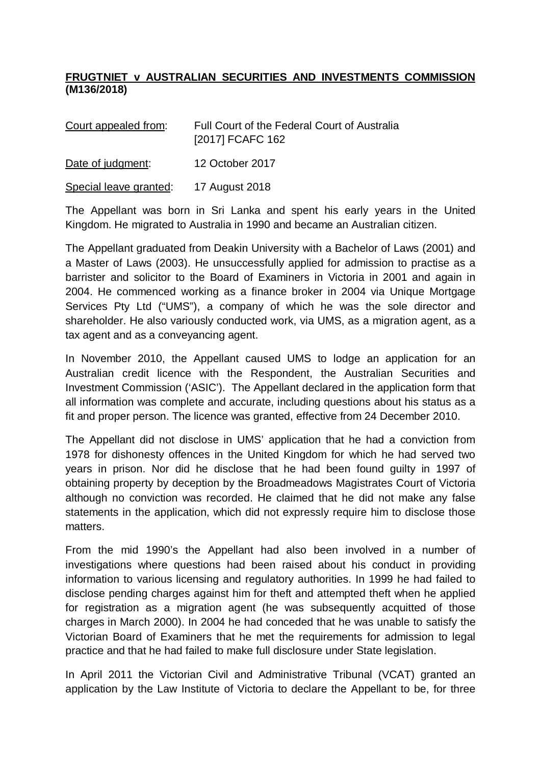**FRUGTNIET v AUSTRALIAN SECURITIES AND INVESTMENTS COMMISSION (M136/2018)**

Court appealed from: Full Court of the Federal Court of Australia [2017] FCAFC 162

Date of judgment: 12 October 2017

Special leave granted: 17 August 2018

The Appellant was born in Sri Lanka and spent his early years in the United Kingdom. He migrated to Australia in 1990 and became an Australian citizen.

The Appellant graduated from Deakin University with a Bachelor of Laws (2001) and a Master of Laws (2003). He unsuccessfully applied for admission to practise as a barrister and solicitor to the Board of Examiners in Victoria in 2001 and again in 2004. He commenced working as a finance broker in 2004 via Unique Mortgage Services Pty Ltd ("UMS"), a company of which he was the sole director and shareholder. He also variously conducted work, via UMS, as a migration agent, as a tax agent and as a conveyancing agent.

In November 2010, the Appellant caused UMS to lodge an application for an Australian credit licence with the Respondent, the Australian Securities and Investment Commission ('ASIC'). The Appellant declared in the application form that all information was complete and accurate, including questions about his status as a fit and proper person. The licence was granted, effective from 24 December 2010.

The Appellant did not disclose in UMS' application that he had a conviction from 1978 for dishonesty offences in the United Kingdom for which he had served two years in prison. Nor did he disclose that he had been found guilty in 1997 of obtaining property by deception by the Broadmeadows Magistrates Court of Victoria although no conviction was recorded. He claimed that he did not make any false statements in the application, which did not expressly require him to disclose those matters.

From the mid 1990's the Appellant had also been involved in a number of investigations where questions had been raised about his conduct in providing information to various licensing and regulatory authorities. In 1999 he had failed to disclose pending charges against him for theft and attempted theft when he applied for registration as a migration agent (he was subsequently acquitted of those charges in March 2000). In 2004 he had conceded that he was unable to satisfy the Victorian Board of Examiners that he met the requirements for admission to legal practice and that he had failed to make full disclosure under State legislation.

In April 2011 the Victorian Civil and Administrative Tribunal (VCAT) granted an application by the Law Institute of Victoria to declare the Appellant to be, for three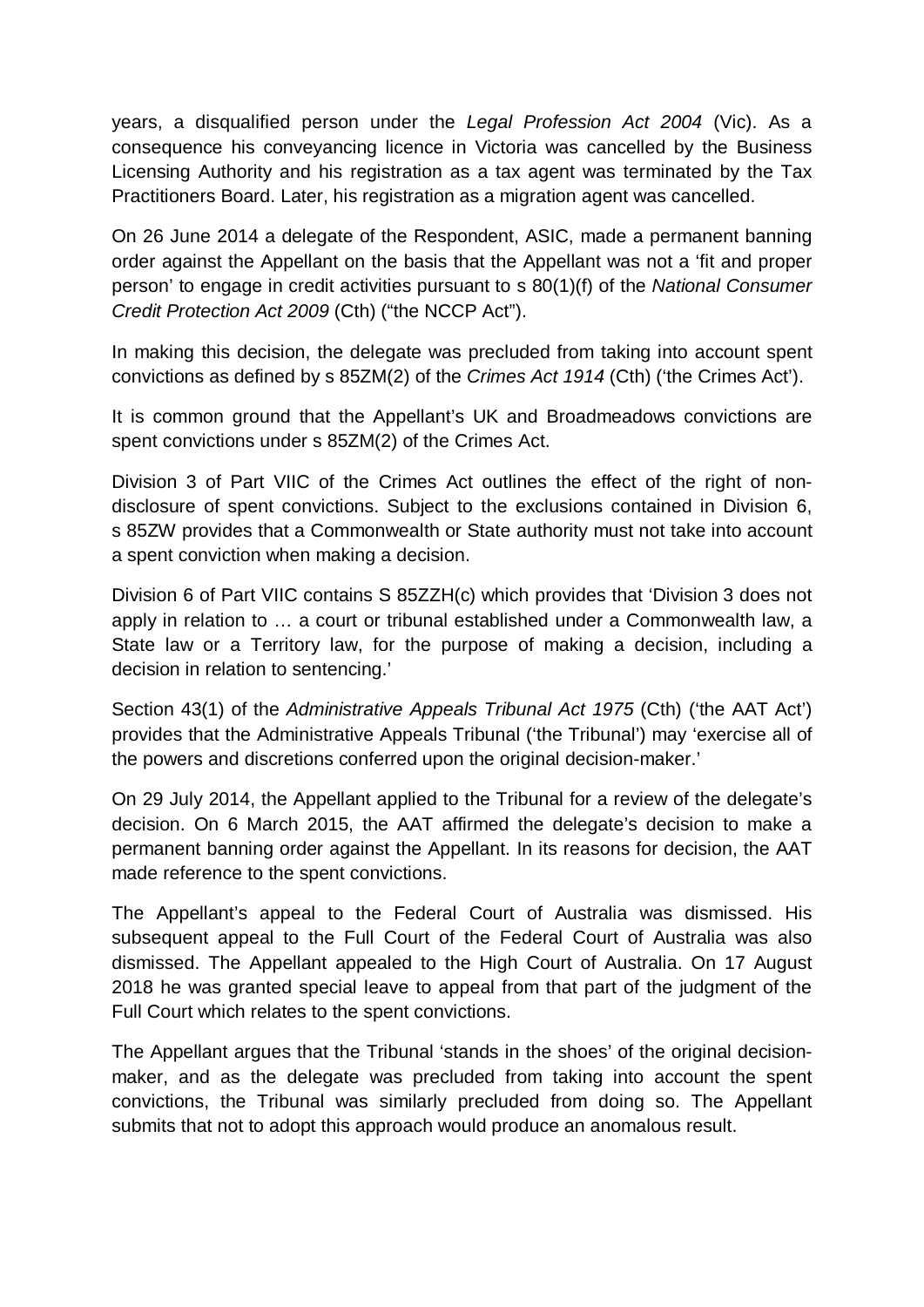years, a disqualified person under the *Legal Profession Act 2004* (Vic). As a consequence his conveyancing licence in Victoria was cancelled by the Business Licensing Authority and his registration as a tax agent was terminated by the Tax Practitioners Board. Later, his registration as a migration agent was cancelled.

On 26 June 2014 a delegate of the Respondent, ASIC, made a permanent banning order against the Appellant on the basis that the Appellant was not a 'fit and proper person' to engage in credit activities pursuant to s 80(1)(f) of the *National Consumer Credit Protection Act 2009* (Cth) ("the NCCP Act").

In making this decision, the delegate was precluded from taking into account spent convictions as defined by s 85ZM(2) of the *Crimes Act 1914* (Cth) ('the Crimes Act').

It is common ground that the Appellant's UK and Broadmeadows convictions are spent convictions under s 85ZM(2) of the Crimes Act.

Division 3 of Part VIIC of the Crimes Act outlines the effect of the right of non-disclosure of spent convictions. Subject to the exclusions contained in Division 6, s 85ZW provides that a Commonwealth or State authority must not take into account a spent conviction when making a decision.

Division 6 of Part VIIC contains S 85ZZH(c) which provides that 'Division 3 does not apply in relation to … a court or tribunal established under a Commonwealth law, a State law or a Territory law, for the purpose of making a decision, including a decision in relation to sentencing.'

Section 43(1) of the *Administrative Appeals Tribunal Act 1975* (Cth) ('the AAT Act') provides that the Administrative Appeals Tribunal ('the Tribunal') may 'exercise all of the powers and discretions conferred upon the original decision-maker.'

On 29 July 2014, the Appellant applied to the Tribunal for a review of the delegate's decision. On 6 March 2015, the AAT affirmed the delegate's decision to make a permanent banning order against the Appellant. In its reasons for decision, the AAT made reference to the spent convictions.

The Appellant's appeal to the Federal Court of Australia was dismissed. His subsequent appeal to the Full Court of the Federal Court of Australia was also dismissed. The Appellant appealed to the High Court of Australia. On 17 August 2018 he was granted special leave to appeal from that part of the judgment of the Full Court which relates to the spent convictions.

The Appellant argues that the Tribunal 'stands in the shoes' of the original decision-maker, and as the delegate was precluded from taking into account the spent convictions, the Tribunal was similarly precluded from doing so. The Appellant submits that not to adopt this approach would produce an anomalous result.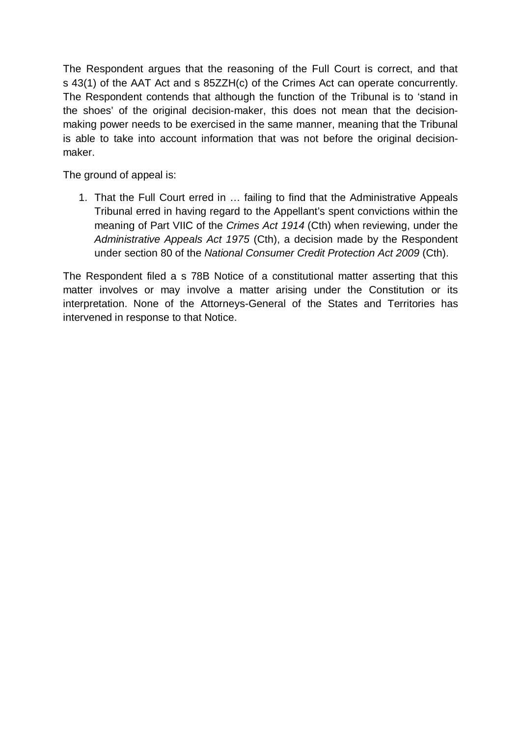The Respondent argues that the reasoning of the Full Court is correct, and that s 43(1) of the AAT Act and s 85ZZH(c) of the Crimes Act can operate concurrently. The Respondent contends that although the function of the Tribunal is to 'stand in the shoes' of the original decision-maker, this does not mean that the decision-making power needs to be exercised in the same manner, meaning that the Tribunal is able to take into account information that was not before the original decision-maker.

The ground of appeal is:

1. That the Full Court erred in … failing to find that the Administrative Appeals Tribunal erred in having regard to the Appellant's spent convictions within the meaning of Part VIIC of the *Crimes Act 1914* (Cth) when reviewing, under the *Administrative Appeals Act 1975* (Cth), a decision made by the Respondent under section 80 of the *National Consumer Credit Protection Act 2009* (Cth).

The Respondent filed a s 78B Notice of a constitutional matter asserting that this matter involves or may involve a matter arising under the Constitution or its interpretation. None of the Attorneys-General of the States and Territories has intervened in response to that Notice.